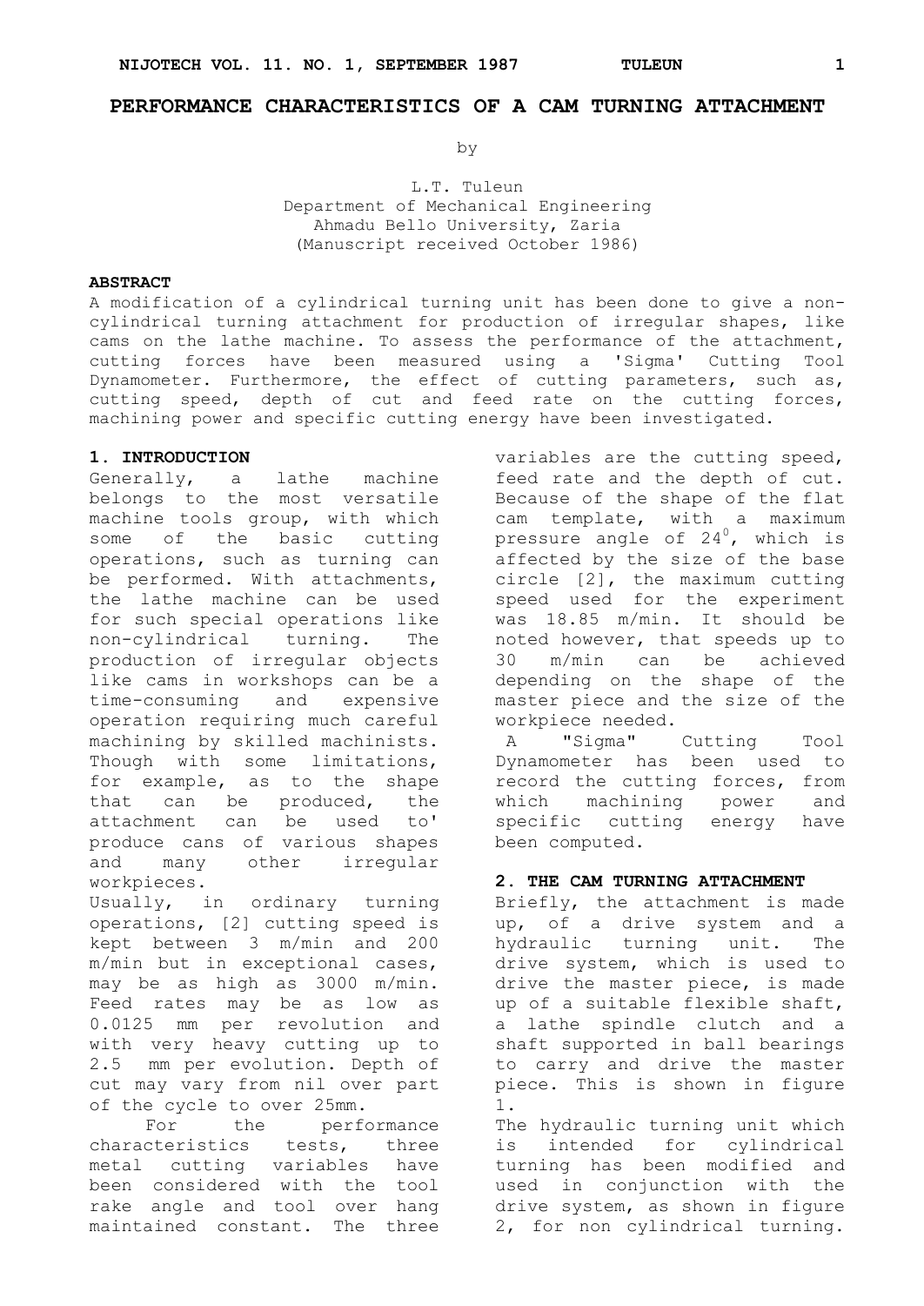# PERFORMANCE CHARACTERISTICS OF A CAM TURNING ATTACHMENT

by

L.T. Tuleun
Department of Mechanical Engineering
Ahmadu Bello University, Zaria
(Manuscript received October 1986)

## ABSTRACT

A modification of a cylindrical turning unit has been done to give a non-cylindrical turning attachment for production of irregular shapes, like cams on the lathe machine. To assess the performance of the attachment, cutting forces have been measured using a 'Sigma' Cutting Tool Dynamometer. Furthermore, the effect of cutting parameters, such as, cutting speed, depth of cut and feed rate on the cutting forces, machining power and specific cutting energy have been investigated.

## 1. INTRODUCTION

Generally, a lathe machine belongs to the most versatile machine tools group, with which some of the basic cutting operations, such as turning can be performed. With attachments, the lathe machine can be used for such special operations like non-cylindrical turning. The production of irregular objects like cams in workshops can be a time-consuming and expensive operation requiring much careful machining by skilled machinists. Though with some limitations, for example, as to the shape that can be produced, the attachment can be used to' produce cans of various shapes and many other irregular workpieces.

Usually, in ordinary turning operations, [2] cutting speed is kept between 3 m/min and 200 m/min but in exceptional cases, may be as high as 3000 m/min. Feed rates may be as low as 0.0125 mm per revolution and with very heavy cutting up to 2.5 mm per evolution. Depth of cut may vary from nil over part of the cycle to over 25mm.

For the performance characteristics tests, three metal cutting variables have been considered with the tool rake angle and tool over hang maintained constant. The three variables are the cutting speed, feed rate and the depth of cut. Because of the shape of the flat cam template, with a maximum pressure angle of $24^0$, which is affected by the size of the base circle [2], the maximum cutting speed used for the experiment was 18.85 m/min. It should be noted however, that speeds up to 30 m/min can be achieved depending on the shape of the master piece and the size of the workpiece needed.

A "Sigma" Cutting Tool Dynamometer has been used to record the cutting forces, from which machining power and specific cutting energy have been computed.

## 2. THE CAM TURNING ATTACHMENT

Briefly, the attachment is made up, of a drive system and a hydraulic turning unit. The drive system, which is used to drive the master piece, is made up of a suitable flexible shaft, a lathe spindle clutch and a shaft supported in ball bearings to carry and drive the master piece. This is shown in figure 1.

The hydraulic turning unit which is intended for cylindrical turning has been modified and used in conjunction with the drive system, as shown in figure 2, for non cylindrical turning.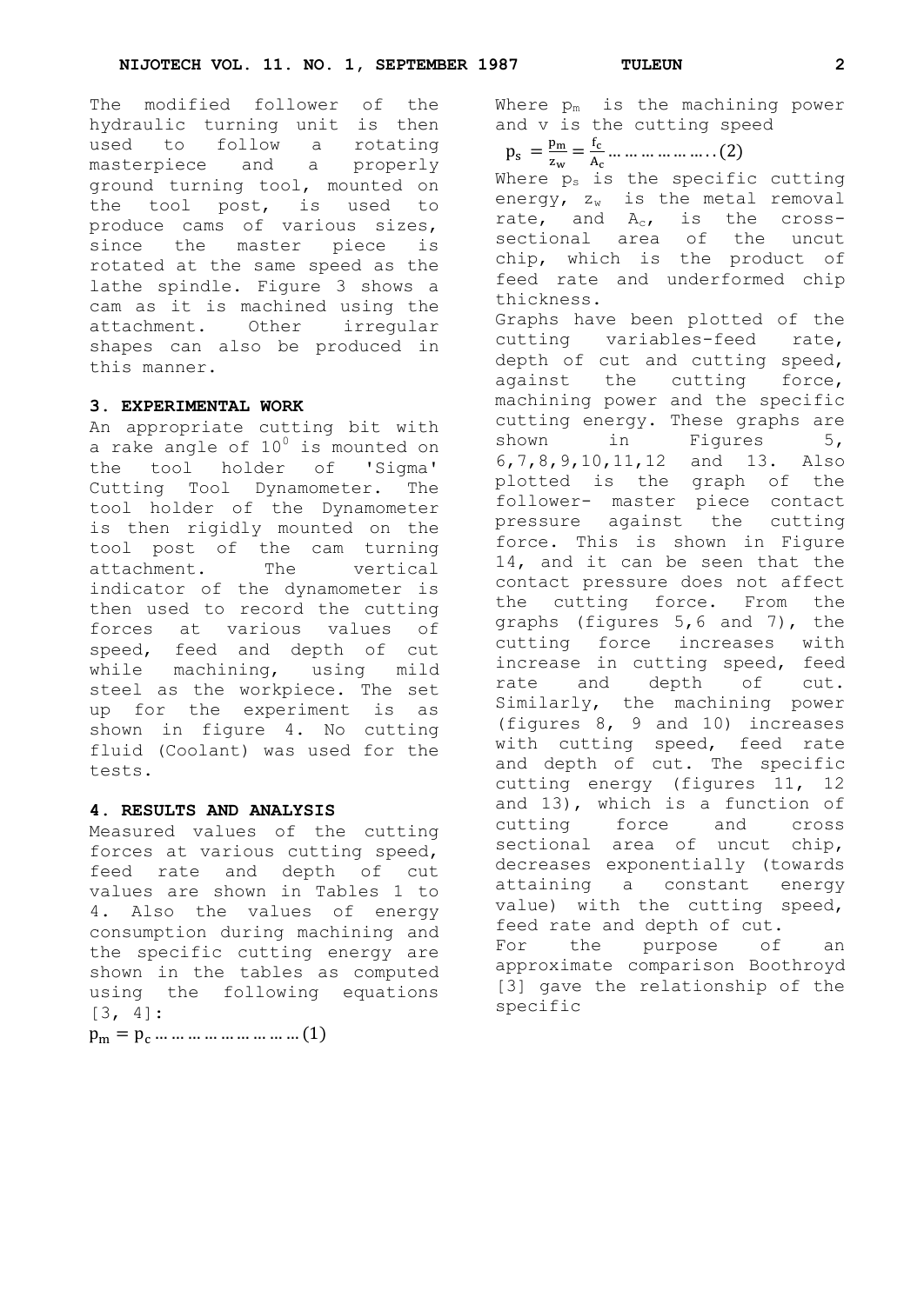The modified follower of the hydraulic turning unit is then used to follow a rotating masterpiece and a properly ground turning tool, mounted on the tool post, is used to produce cams of various sizes, since the master piece is rotated at the same speed as the lathe spindle. Figure 3 shows a cam as it is machined using the attachment. Other irregular shapes can also be produced in this manner.

## 3. EXPERIMENTAL WORK

An appropriate cutting bit with a rake angle of $10^0$ is mounted on the tool holder of 'Sigma' Cutting Tool Dynamometer. The tool holder of the Dynamometer is then rigidly mounted on the tool post of the cam turning attachment. The vertical indicator of the dynamometer is then used to record the cutting forces at various values of speed, feed and depth of cut while machining, using mild steel as the workpiece. The set up for the experiment is as shown in figure 4. No cutting fluid (Coolant) was used for the tests.

## 4. RESULTS AND ANALYSIS

Measured values of the cutting forces at various cutting speed, feed rate and depth of cut values are shown in Tables 1 to 4. Also the values of energy consumption during machining and the specific cutting energy are shown in the tables as computed using the following equations [3, 4]:

$$p_m = p_c \ldots\ldots\ldots\ldots\ldots\ldots\ldots\ldots (1)$$

Where $p_m$ is the machining power and v is the cutting speed

$$p_s = \frac{p_m}{z_w} = \frac{f_c}{A_c} \ldots\ldots\ldots\ldots\ldots..(2)$$

Where $p_s$ is the specific cutting energy, $z_w$ is the metal removal rate, and $A_c$, is the cross-sectional area of the uncut chip, which is the product of feed rate and underformed chip thickness.

Graphs have been plotted of the cutting variables-feed rate, depth of cut and cutting speed, against the cutting force, machining power and the specific cutting energy. These graphs are shown in Figures 5, 6,7,8,9,10,11,12 and 13. Also plotted is the graph of the follower- master piece contact pressure against the cutting force. This is shown in Figure 14, and it can be seen that the contact pressure does not affect the cutting force. From the graphs (figures 5,6 and 7), the cutting force increases with increase in cutting speed, feed rate and depth of cut. Similarly, the machining power (figures 8, 9 and 10) increases with cutting speed, feed rate and depth of cut. The specific cutting energy (figures 11, 12 and 13), which is a function of cutting force and cross sectional area of uncut chip, decreases exponentially (towards attaining a constant energy value) with the cutting speed, feed rate and depth of cut.

For the purpose of an approximate comparison Boothroyd [3] gave the relationship of the specific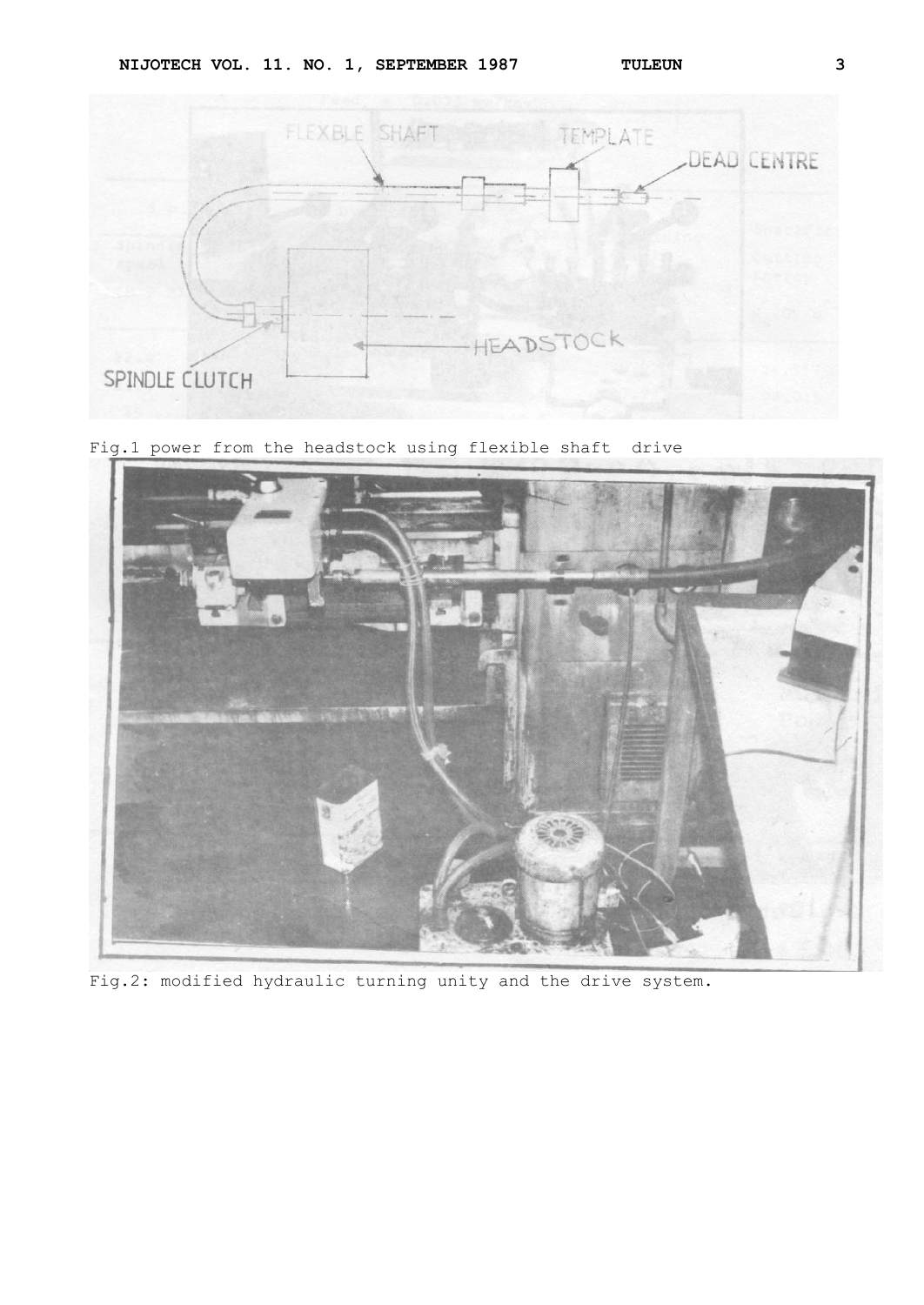Fig.1 power from the headstock using flexible shaft drive

Fig.2: modified hydraulic turning unity and the drive system.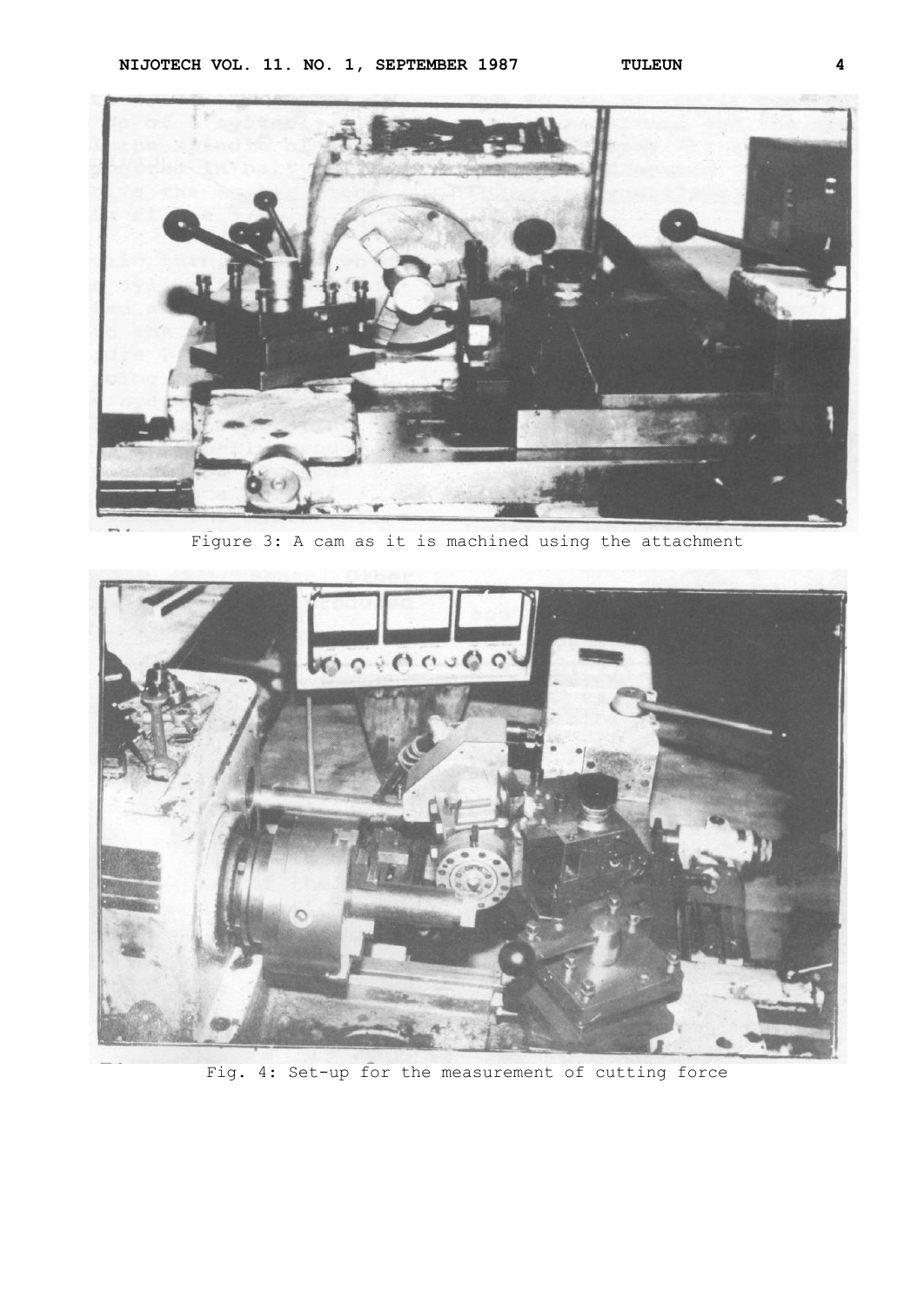Figure 3: A cam as it is machined using the attachment

Fig. 4: Set-up for the measurement of cutting force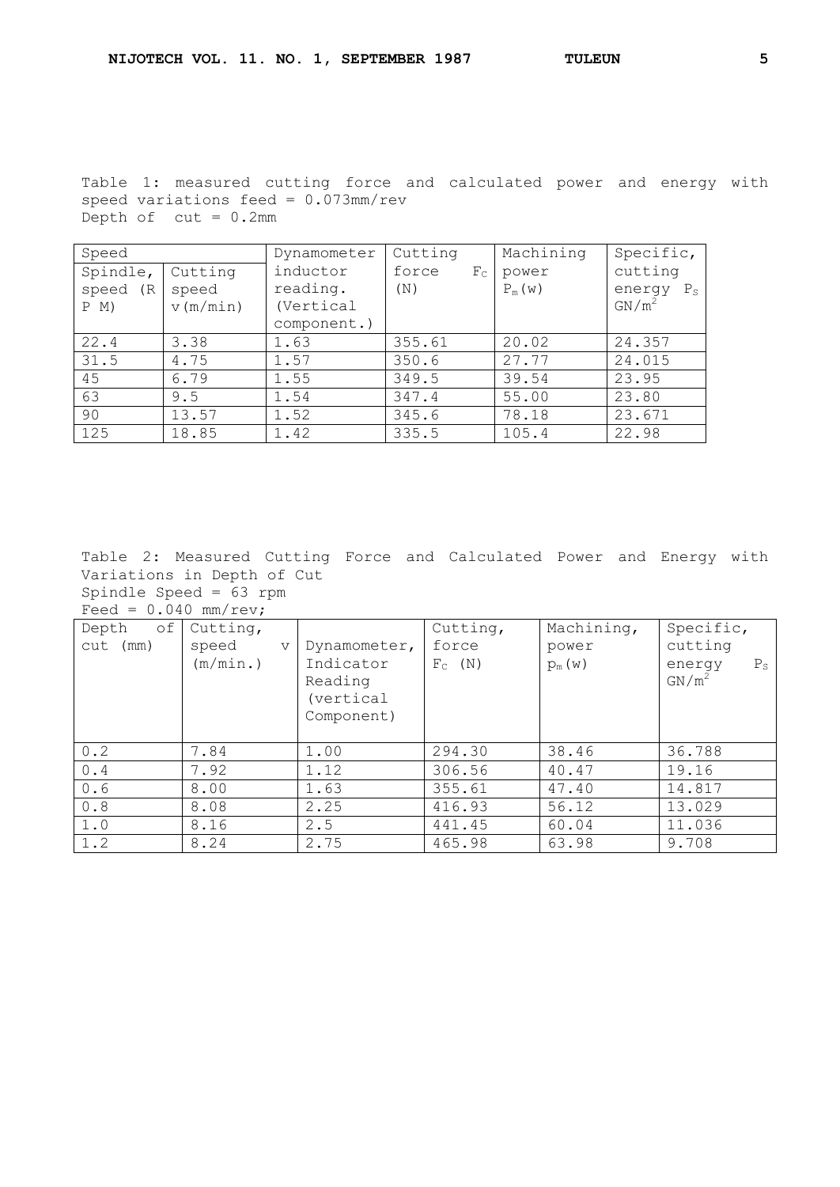Table 1: measured cutting force and calculated power and energy with speed variations feed = 0.073mm/rev
Depth of cut = 0.2mm

| Speed | | Dynamometer inductor reading. (Vertical component.) | Cutting force $F_C$ (N) | Machining power $P_m$(w) | Specific, cutting energy $P_S$ GN/m$^2$ |
|---|---|---|---|---|---|
| Spindle, speed (R P M) | Cutting speed v(m/min) | | | | |
| 22.4 | 3.38 | 1.63 | 355.61 | 20.02 | 24.357 |
| 31.5 | 4.75 | 1.57 | 350.6 | 27.77 | 24.015 |
| 45 | 6.79 | 1.55 | 349.5 | 39.54 | 23.95 |
| 63 | 9.5 | 1.54 | 347.4 | 55.00 | 23.80 |
| 90 | 13.57 | 1.52 | 345.6 | 78.18 | 23.671 |
| 125 | 18.85 | 1.42 | 335.5 | 105.4 | 22.98 |

Table 2: Measured Cutting Force and Calculated Power and Energy with Variations in Depth of Cut
Spindle Speed = 63 rpm
Feed = 0.040 mm/rev;

| Depth of cut (mm) | Cutting, speed v (m/min.) | Dynamometer, Indicator Reading (vertical Component) | Cutting, force $F_C$ (N) | Machining, power $p_m$(w) | Specific, cutting energy $P_S$ GN/m$^2$ |
|---|---|---|---|---|---|
| 0.2 | 7.84 | 1.00 | 294.30 | 38.46 | 36.788 |
| 0.4 | 7.92 | 1.12 | 306.56 | 40.47 | 19.16 |
| 0.6 | 8.00 | 1.63 | 355.61 | 47.40 | 14.817 |
| 0.8 | 8.08 | 2.25 | 416.93 | 56.12 | 13.029 |
| 1.0 | 8.16 | 2.5 | 441.45 | 60.04 | 11.036 |
| 1.2 | 8.24 | 2.75 | 465.98 | 63.98 | 9.708 |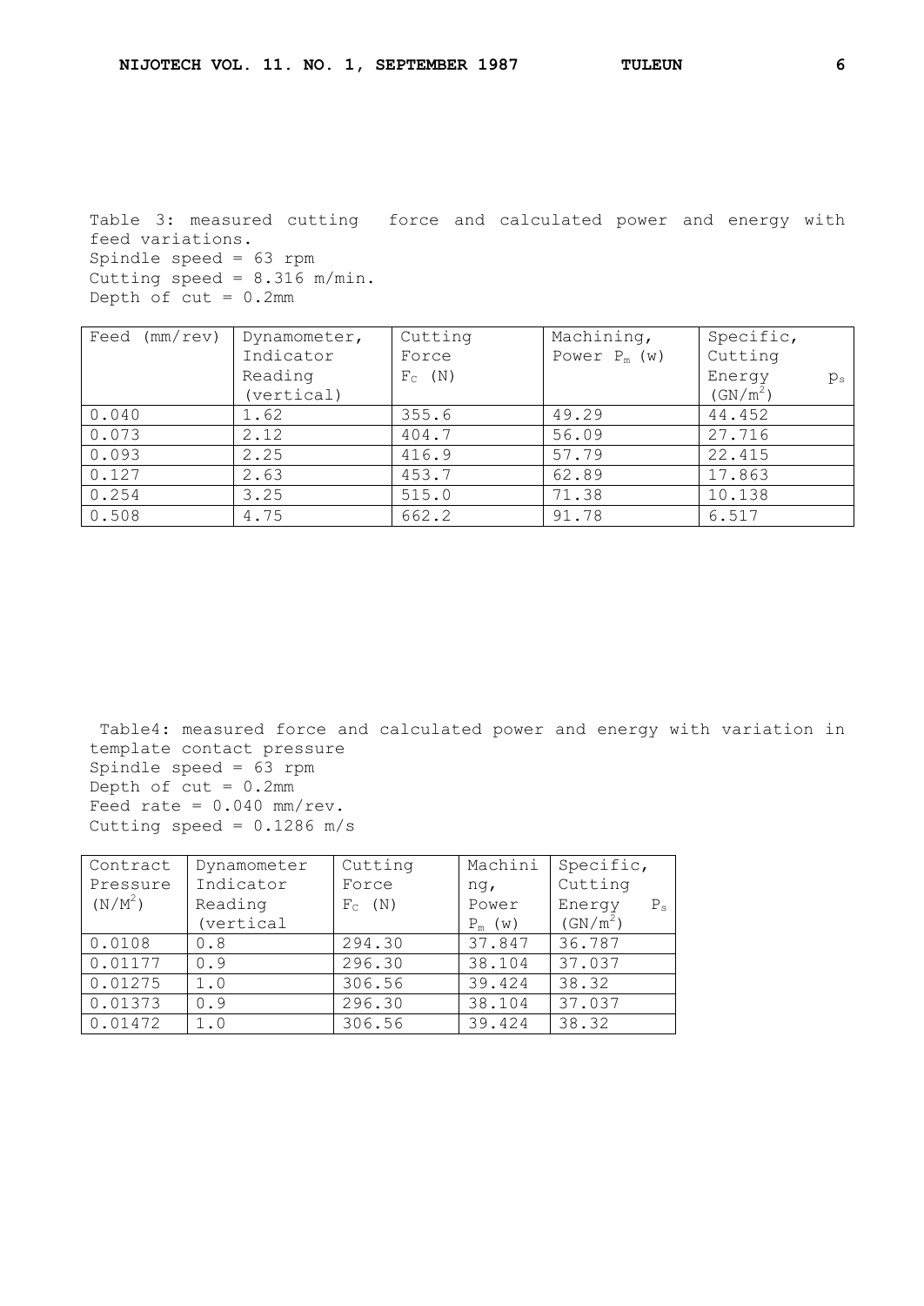Table 3: measured cutting force and calculated power and energy with feed variations.
Spindle speed = 63 rpm
Cutting speed = 8.316 m/min.
Depth of cut = 0.2mm

| Feed (mm/rev) | Dynamometer, Indicator Reading (vertical) | Cutting Force $F_C$ (N) | Machining, Power $P_m$ (w) | Specific, Cutting Energy $p_s$ (GN/m$^2$) |
|---|---|---|---|---|
| 0.040 | 1.62 | 355.6 | 49.29 | 44.452 |
| 0.073 | 2.12 | 404.7 | 56.09 | 27.716 |
| 0.093 | 2.25 | 416.9 | 57.79 | 22.415 |
| 0.127 | 2.63 | 453.7 | 62.89 | 17.863 |
| 0.254 | 3.25 | 515.0 | 71.38 | 10.138 |
| 0.508 | 4.75 | 662.2 | 91.78 | 6.517 |

Table4: measured force and calculated power and energy with variation in template contact pressure
Spindle speed = 63 rpm
Depth of cut = 0.2mm
Feed rate = 0.040 mm/rev.
Cutting speed = 0.1286 m/s

| Contract Pressure (N/M$^2$) | Dynamometer Indicator Reading (vertical | Cutting Force $F_C$ (N) | Machining, Power $P_m$ (w) | Specific, Cutting Energy $P_s$ (GN/m$^2$) |
|---|---|---|---|---|
| 0.0108 | 0.8 | 294.30 | 37.847 | 36.787 |
| 0.01177 | 0.9 | 296.30 | 38.104 | 37.037 |
| 0.01275 | 1.0 | 306.56 | 39.424 | 38.32 |
| 0.01373 | 0.9 | 296.30 | 38.104 | 37.037 |
| 0.01472 | 1.0 | 306.56 | 39.424 | 38.32 |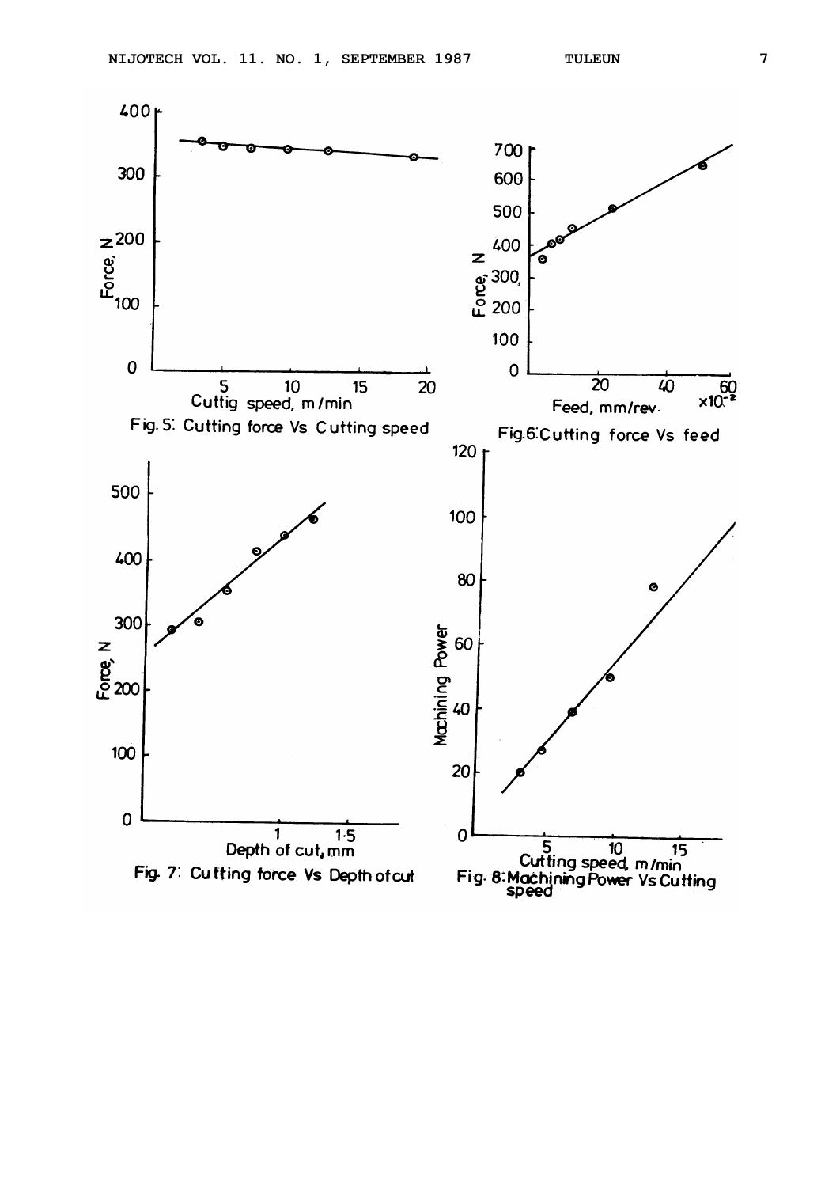Fig. 5: Cutting force Vs Cutting speed

Fig.6: Cutting force Vs feed

Fig. 7: Cutting force Vs Depth of cut

Fig. 8: Machining Power Vs Cutting speed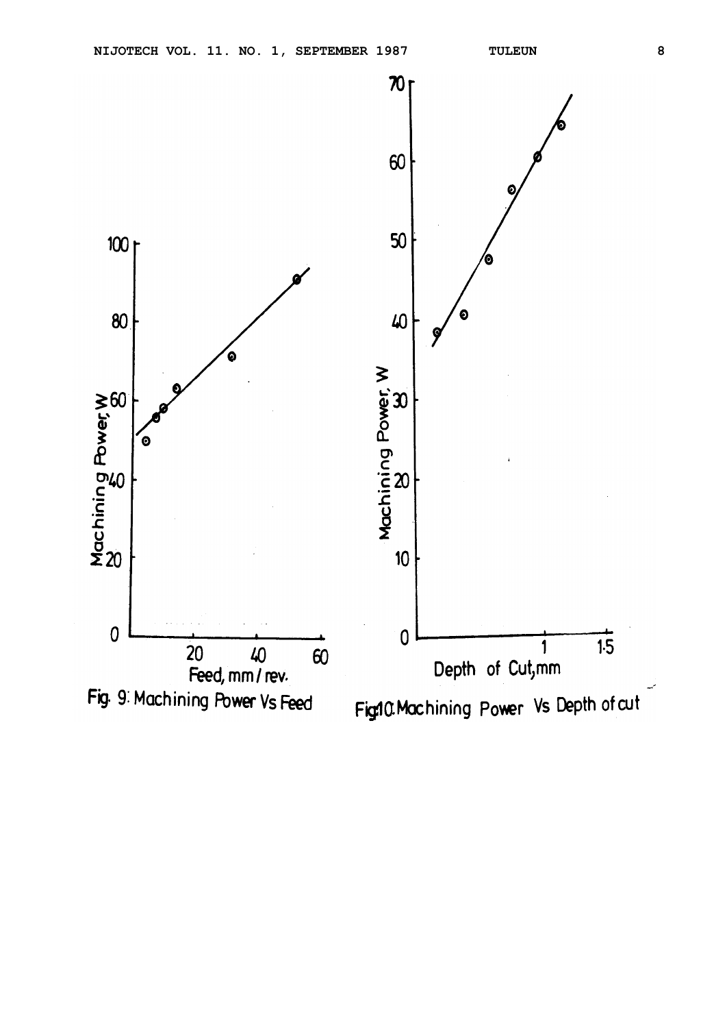Fig. 9: Machining Power Vs Feed

Fig.10: Machining Power Vs Depth of cut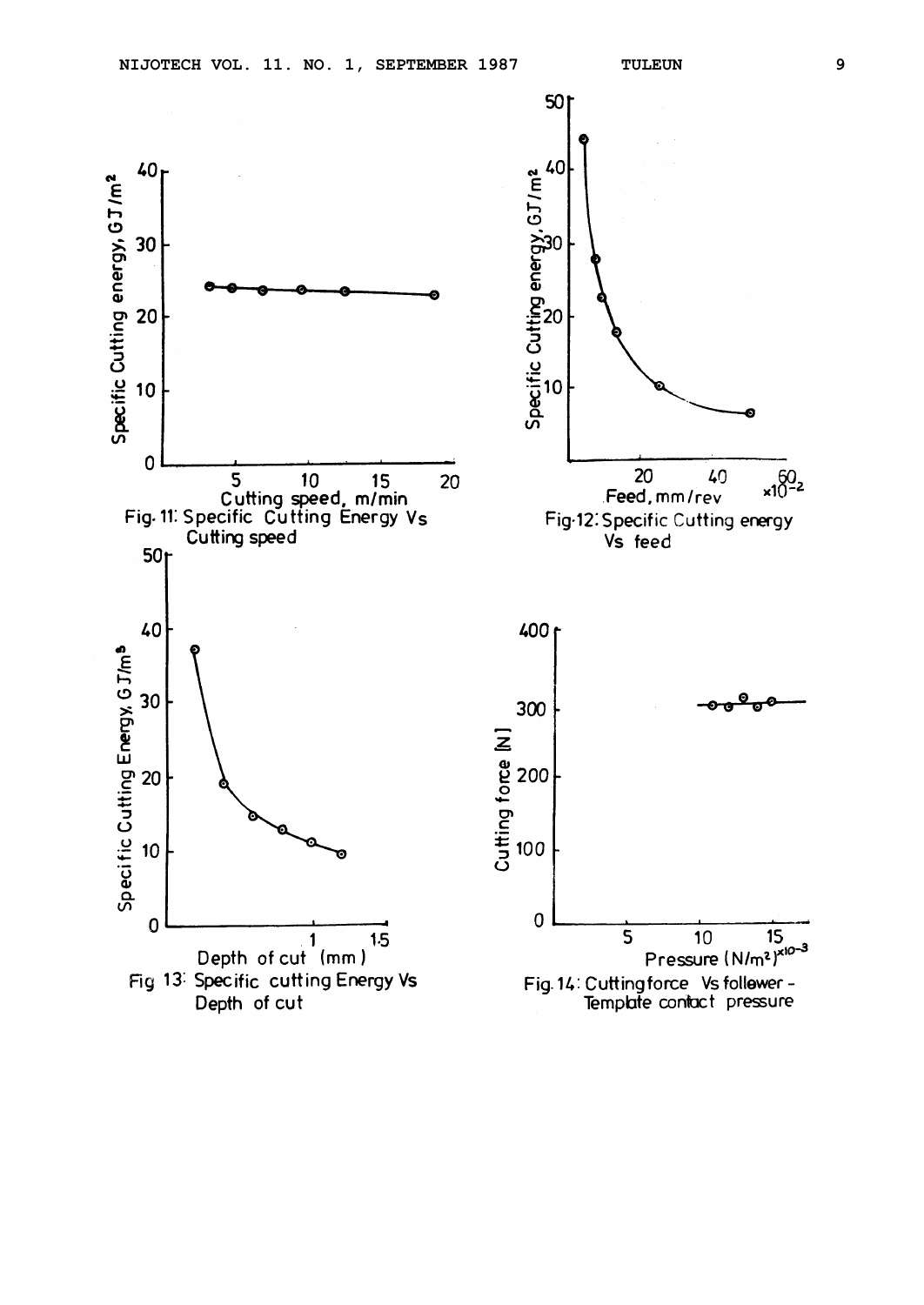Fig. 11: Specific Cutting Energy Vs Cutting speed

Fig-12: Specific Cutting energy Vs feed

Fig 13: Specific cutting Energy Vs Depth of cut

Fig. 14: Cuttingforce Vs follower - Template contact pressure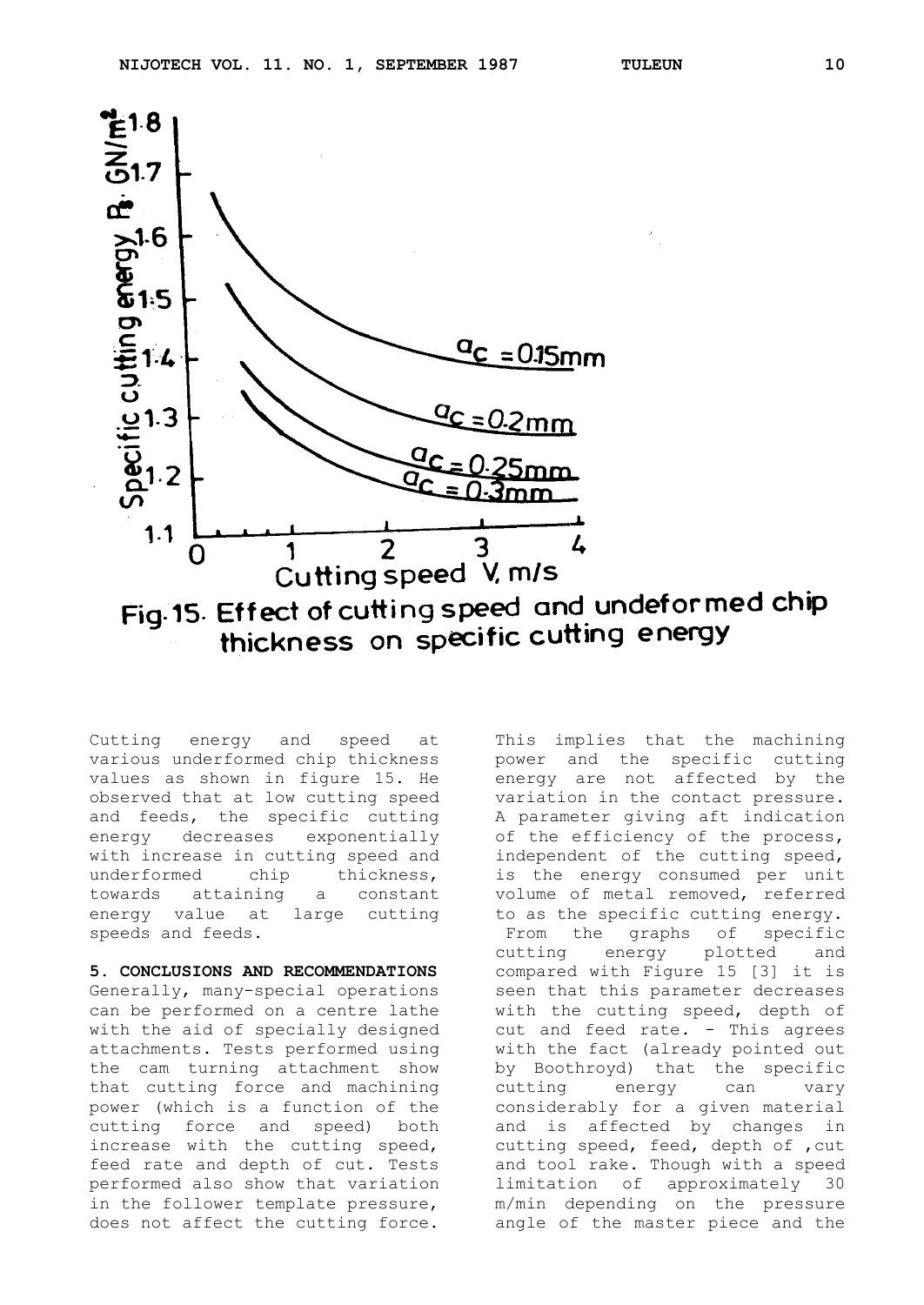Fig. 15. Effect of cutting speed and undeformed chip thickness on specific cutting energy

Cutting energy and speed at various underformed chip thickness values as shown in figure 15. He observed that at low cutting speed and feeds, the specific cutting energy decreases exponentially with increase in cutting speed and underformed chip thickness, towards attaining a constant energy value at large cutting speeds and feeds.

**5. CONCLUSIONS AND RECOMMENDATIONS**

Generally, many-special operations can be performed on a centre lathe with the aid of specially designed attachments. Tests performed using the cam turning attachment show that cutting force and machining power (which is a function of the cutting force and speed) both increase with the cutting speed, feed rate and depth of cut. Tests performed also show that variation in the follower template pressure, does not affect the cutting force. This implies that the machining power and the specific cutting energy are not affected by the variation in the contact pressure. A parameter giving aft indication of the efficiency of the process, independent of the cutting speed, is the energy consumed per unit volume of metal removed, referred to as the specific cutting energy.

From the graphs of specific cutting energy plotted and compared with Figure 15 [3] it is seen that this parameter decreases with the cutting speed, depth of cut and feed rate. - This agrees with the fact (already pointed out by Boothroyd) that the specific cutting energy can vary considerably for a given material and is affected by changes in cutting speed, feed, depth of ,cut and tool rake. Though with a speed limitation of approximately 30 m/min depending on the pressure angle of the master piece and the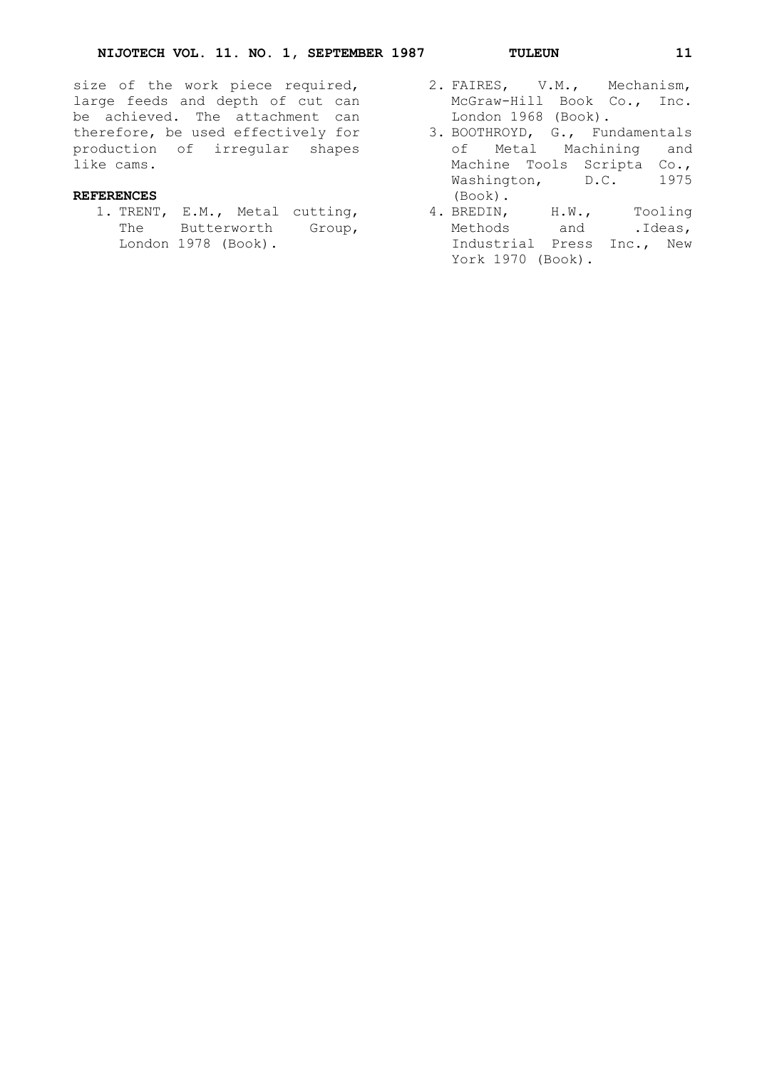size of the work piece required, large feeds and depth of cut can be achieved. The attachment can therefore, be used effectively for production of irregular shapes like cams.

**REFERENCES**

1. TRENT, E.M., Metal cutting, The Butterworth Group, London 1978 (Book).
2. FAIRES, V.M., Mechanism, McGraw-Hill Book Co., Inc. London 1968 (Book).
3. BOOTHROYD, G., Fundamentals of Metal Machining and Machine Tools Scripta Co., Washington, D.C. 1975 (Book).
4. BREDIN, H.W., Tooling Methods and .Ideas, Industrial Press Inc., New York 1970 (Book).